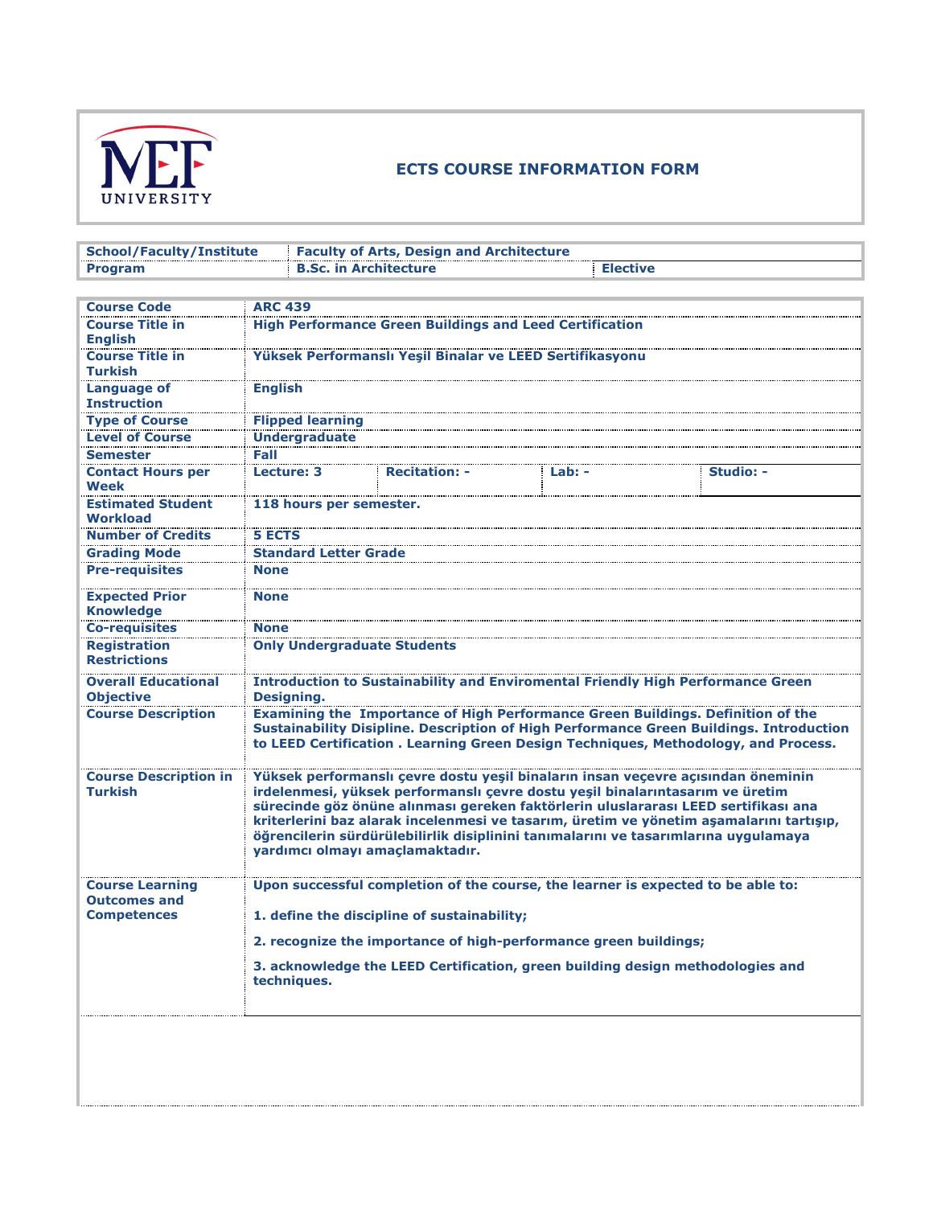# ECTS COURSE INFORMATION FORM

| School/Faculty/Institute | Faculty of Arts, Design and Architecture | |
|---|---|---|
| Program | B.Sc. in Architecture | Elective |

| | | | | |
|---|---|---|---|---|
| **Course Code** | ARC 439 | | | |
| **Course Title in English** | High Performance Green Buildings and Leed Certification | | | |
| **Course Title in Turkish** | Yüksek Performanslı Yeşil Binalar ve LEED Sertifikasyonu | | | |
| **Language of Instruction** | English | | | |
| **Type of Course** | Flipped learning | | | |
| **Level of Course** | Undergraduate | | | |
| **Semester** | Fall | | | |
| **Contact Hours per Week** | Lecture: 3 | Recitation: - | Lab: - | Studio: - |
| **Estimated Student Workload** | 118 hours per semester. | | | |
| **Number of Credits** | 5 ECTS | | | |
| **Grading Mode** | Standard Letter Grade | | | |
| **Pre-requisites** | None | | | |
| **Expected Prior Knowledge** | None | | | |
| **Co-requisites** | None | | | |
| **Registration Restrictions** | Only Undergraduate Students | | | |
| **Overall Educational Objective** | Introduction to Sustainability and Enviromental Friendly High Performance Green Designing. | | | |
| **Course Description** | Examining the Importance of High Performance Green Buildings. Definition of the Sustainability Disipline. Description of High Performance Green Buildings. Introduction to LEED Certification . Learning Green Design Techniques, Methodology, and Process. | | | |
| **Course Description in Turkish** | Yüksek performanslı çevre dostu yeşil binaların insan veçevre açısından öneminin irdelenmesi, yüksek performanslı çevre dostu yeşil binalarıntasarım ve üretim sürecinde göz önüne alınması gereken faktörlerin uluslararası LEED sertifikası ana kriterlerini baz alarak incelenmesi ve tasarım, üretim ve yönetim aşamalarını tartışıp, öğrencilerin sürdürülebilirlik disiplinini tanımalarını ve tasarımlarına uygulamaya yardımcı olmayı amaçlamaktadır. | | | |
| **Course Learning Outcomes and Competences** | Upon successful completion of the course, the learner is expected to be able to:<br><br>1. define the discipline of sustainability;<br><br>2. recognize the importance of high-performance green buildings;<br><br>3. acknowledge the LEED Certification, green building design methodologies and techniques. | | | |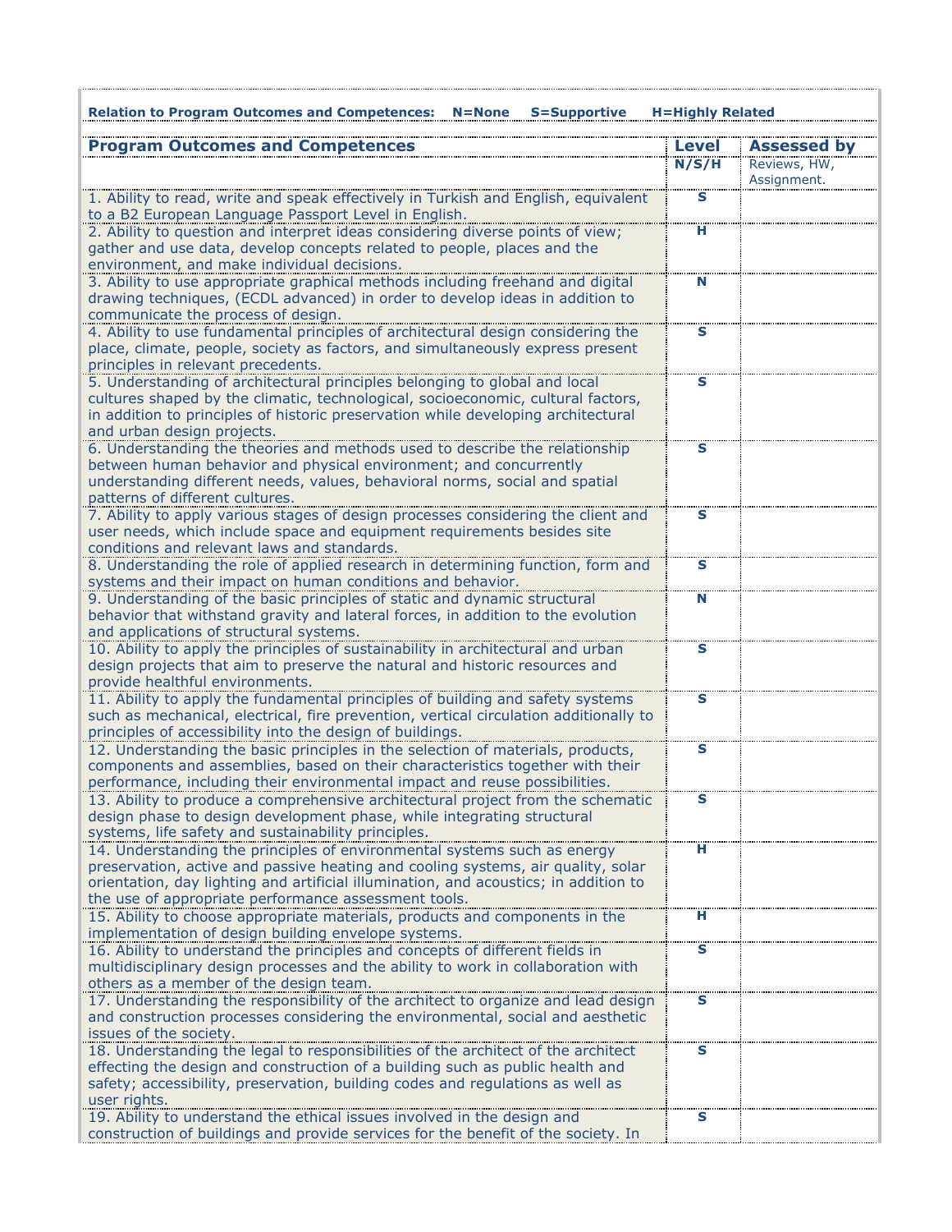**Relation to Program Outcomes and Competences: N=None S=Supportive H=Highly Related**

| Program Outcomes and Competences | Level | Assessed by |
|---|---|---|
| | N/S/H | Reviews, HW, Assignment. |
| 1. Ability to read, write and speak effectively in Turkish and English, equivalent to a B2 European Language Passport Level in English. | S | |
| 2. Ability to question and interpret ideas considering diverse points of view; gather and use data, develop concepts related to people, places and the environment, and make individual decisions. | H | |
| 3. Ability to use appropriate graphical methods including freehand and digital drawing techniques, (ECDL advanced) in order to develop ideas in addition to communicate the process of design. | N | |
| 4. Ability to use fundamental principles of architectural design considering the place, climate, people, society as factors, and simultaneously express present principles in relevant precedents. | S | |
| 5. Understanding of architectural principles belonging to global and local cultures shaped by the climatic, technological, socioeconomic, cultural factors, in addition to principles of historic preservation while developing architectural and urban design projects. | S | |
| 6. Understanding the theories and methods used to describe the relationship between human behavior and physical environment; and concurrently understanding different needs, values, behavioral norms, social and spatial patterns of different cultures. | S | |
| 7. Ability to apply various stages of design processes considering the client and user needs, which include space and equipment requirements besides site conditions and relevant laws and standards. | S | |
| 8. Understanding the role of applied research in determining function, form and systems and their impact on human conditions and behavior. | S | |
| 9. Understanding of the basic principles of static and dynamic structural behavior that withstand gravity and lateral forces, in addition to the evolution and applications of structural systems. | N | |
| 10. Ability to apply the principles of sustainability in architectural and urban design projects that aim to preserve the natural and historic resources and provide healthful environments. | S | |
| 11. Ability to apply the fundamental principles of building and safety systems such as mechanical, electrical, fire prevention, vertical circulation additionally to principles of accessibility into the design of buildings. | S | |
| 12. Understanding the basic principles in the selection of materials, products, components and assemblies, based on their characteristics together with their performance, including their environmental impact and reuse possibilities. | S | |
| 13. Ability to produce a comprehensive architectural project from the schematic design phase to design development phase, while integrating structural systems, life safety and sustainability principles. | S | |
| 14. Understanding the principles of environmental systems such as energy preservation, active and passive heating and cooling systems, air quality, solar orientation, day lighting and artificial illumination, and acoustics; in addition to the use of appropriate performance assessment tools. | H | |
| 15. Ability to choose appropriate materials, products and components in the implementation of design building envelope systems. | H | |
| 16. Ability to understand the principles and concepts of different fields in multidisciplinary design processes and the ability to work in collaboration with others as a member of the design team. | S | |
| 17. Understanding the responsibility of the architect to organize and lead design and construction processes considering the environmental, social and aesthetic issues of the society. | S | |
| 18. Understanding the legal to responsibilities of the architect of the architect effecting the design and construction of a building such as public health and safety; accessibility, preservation, building codes and regulations as well as user rights. | S | |
| 19. Ability to understand the ethical issues involved in the design and construction of buildings and provide services for the benefit of the society. In | S | |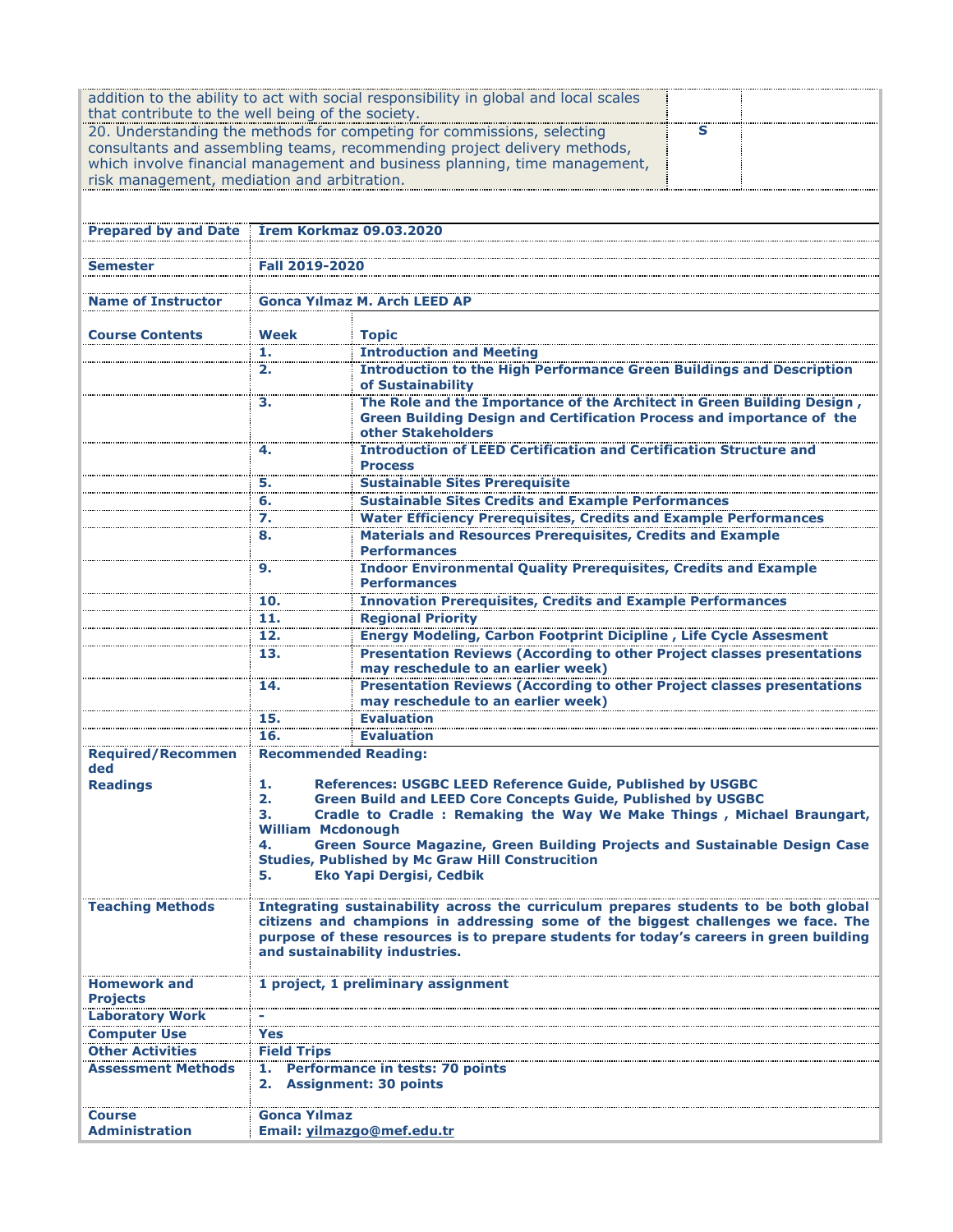| | | |
|---|---|---|
| addition to the ability to act with social responsibility in global and local scales that contribute to the well being of the society. | | |
| 20. Understanding the methods for competing for commissions, selecting consultants and assembling teams, recommending project delivery methods, which involve financial management and business planning, time management, risk management, mediation and arbitration. | S | |

| | | |
|---|---|---|
| **Prepared by and Date** | **Irem Korkmaz 09.03.2020** | |
| **Semester** | **Fall 2019-2020** | |
| **Name of Instructor** | **Gonca Yılmaz M. Arch LEED AP** | |
| **Course Contents** | **Week** | **Topic** |
| | **1.** | **Introduction and Meeting** |
| | **2.** | **Introduction to the High Performance Green Buildings and Description of Sustainability** |
| | **3.** | **The Role and the Importance of the Architect in Green Building Design , Green Building Design and Certification Process and importance of the other Stakeholders** |
| | **4.** | **Introduction of LEED Certification and Certification Structure and Process** |
| | **5.** | **Sustainable Sites Prerequisite** |
| | **6.** | **Sustainable Sites Credits and Example Performances** |
| | **7.** | **Water Efficiency Prerequisites, Credits and Example Performances** |
| | **8.** | **Materials and Resources Prerequisites, Credits and Example Performances** |
| | **9.** | **Indoor Environmental Quality Prerequisites, Credits and Example Performances** |
| | **10.** | **Innovation Prerequisites, Credits and Example Performances** |
| | **11.** | **Regional Priority** |
| | **12.** | **Energy Modeling, Carbon Footprint Dicipline , Life Cycle Assesment** |
| | **13.** | **Presentation Reviews (According to other Project classes presentations may reschedule to an earlier week)** |
| | **14.** | **Presentation Reviews (According to other Project classes presentations may reschedule to an earlier week)** |
| | **15.** | **Evaluation** |
| | **16.** | **Evaluation** |
| **Required/Recommended Readings** | **Recommended Reading:**<br><br>**1. References: USGBC LEED Reference Guide, Published by USGBC**<br>**2. Green Build and LEED Core Concepts Guide, Published by USGBC**<br>**3. Cradle to Cradle : Remaking the Way We Make Things , Michael Braungart, William Mcdonough**<br>**4. Green Source Magazine, Green Building Projects and Sustainable Design Case Studies, Published by Mc Graw Hill Construcition**<br>**5. Eko Yapi Dergisi, Cedbik** | |
| **Teaching Methods** | **Integrating sustainability across the curriculum prepares students to be both global citizens and champions in addressing some of the biggest challenges we face. The purpose of these resources is to prepare students for today's careers in green building and sustainability industries.** | |
| **Homework and Projects** | **1 project, 1 preliminary assignment** | |
| **Laboratory Work** | **-** | |
| **Computer Use** | **Yes** | |
| **Other Activities** | **Field Trips** | |
| **Assessment Methods** | **1. Performance in tests: 70 points**<br>**2. Assignment: 30 points** | |
| **Course Administration** | **Gonca Yılmaz**<br>**Email: yilmazgo@mef.edu.tr** | |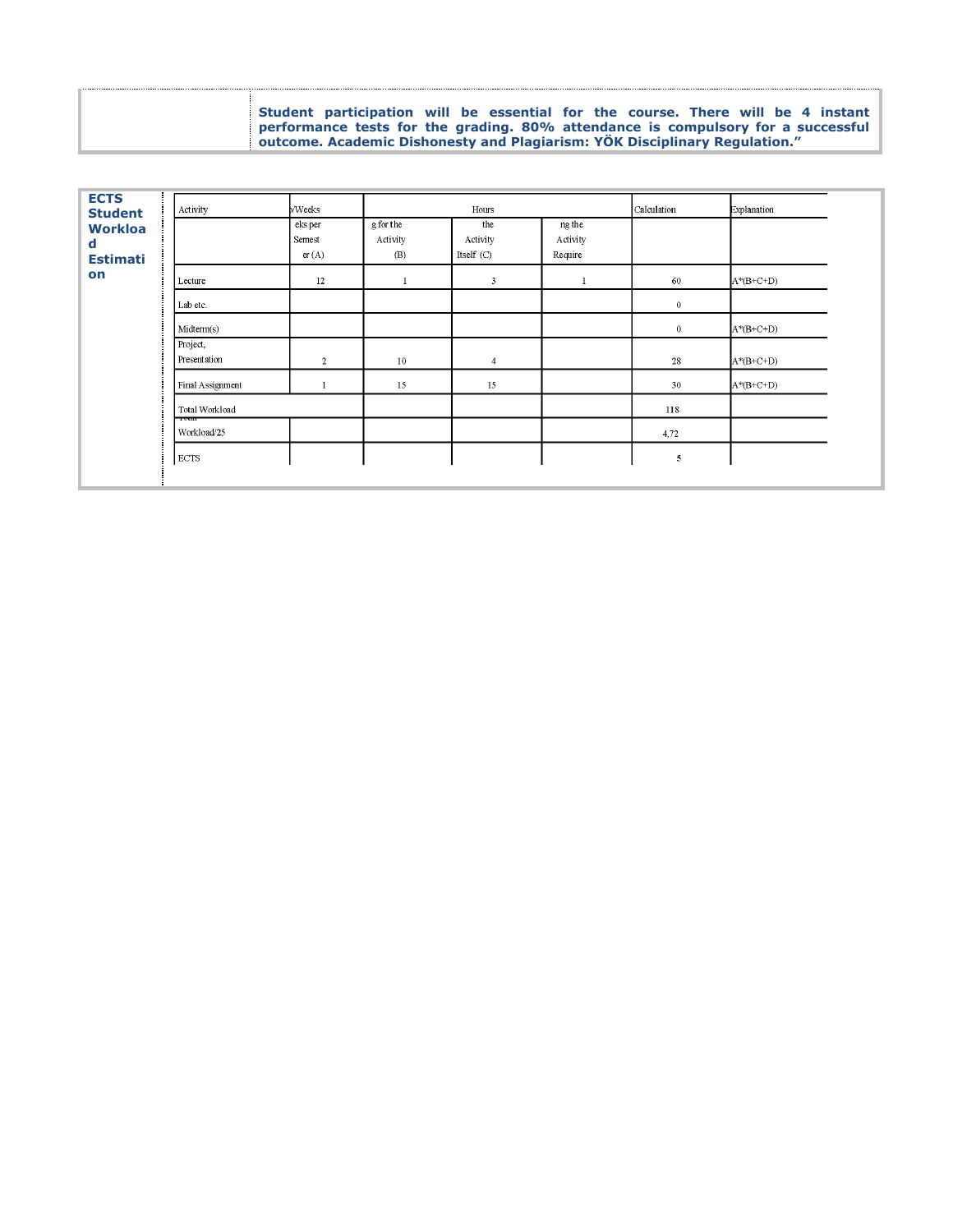Student participation will be essential for the course. There will be 4 instant performance tests for the grading. 80% attendance is compulsory for a successful outcome. Academic Dishonesty and Plagiarism: YÖK Disciplinary Regulation."

**ECTS Student Workload Estimation**

| Activity | y/Weeks | Hours | | | Calculation | Explanation |
|---|---|---|---|---|---|---|
| | eks per Semest er (A) | g for the Activity (B) | the Activity Itself (C) | ng the Activity Require | | |
| Lecture | 12 | 1 | 3 | 1 | 60 | A*(B+C+D) |
| Lab etc. | | | | | 0 | |
| Midterm(s) | | | | | 0 | A*(B+C+D) |
| Project, Presentation | 2 | 10 | 4 | | 28 | A*(B+C+D) |
| Final Assignment | 1 | 15 | 15 | | 30 | A*(B+C+D) |
| Total Workload | | | | | 118 | |
| Total Workload/25 | | | | | 4,72 | |
| ECTS | | | | | 5 | |